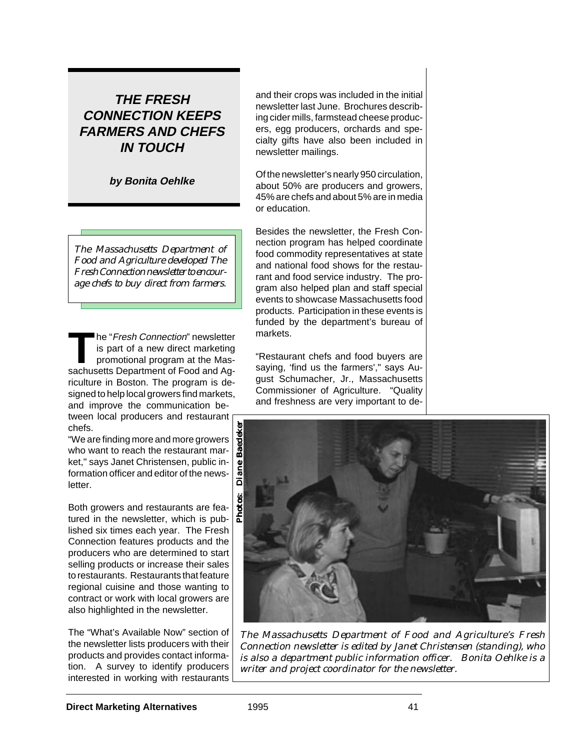# THE FRESH CONNECTION KEEPS FARMERS AND CHEFS IN TOUCH

**by Bonita Oehlke**

*The Massachusetts Department of Food and Agriculture developed The Fresh Connection newsletter to encourage chefs to buy direct from farmers.*

The "*Fresh Connection*" newsletter is part of a new direct marketing promotional program at the Massachusetts Department of Food and Agriculture in Boston. The program is designed to help local growers find markets, and improve the communication between local producers and restaurant chefs.

"We are finding more and more growers who want to reach the restaurant market," says Janet Christensen, public information officer and editor of the newsletter.

Both growers and restaurants are featured in the newsletter, which is published six times each year. The Fresh Connection features products and the producers who are determined to start selling products or increase their sales to restaurants. Restaurants that feature regional cuisine and those wanting to contract or work with local growers are also highlighted in the newsletter.

The "What's Available Now" section of the newsletter lists producers with their products and provides contact information. A survey to identify producers interested in working with restaurants and their crops was included in the initial newsletter last June. Brochures describing cider mills, farmstead cheese producers, egg producers, orchards and specialty gifts have also been included in newsletter mailings.

Of the newsletter's nearly 950 circulation, about 50% are producers and growers, 45% are chefs and about 5% are in media or education.

Besides the newsletter, the Fresh Connection program has helped coordinate food commodity representatives at state and national food shows for the restaurant and food service industry. The program also helped plan and staff special events to showcase Massachusetts food products. Participation in these events is funded by the department's bureau of markets.

"Restaurant chefs and food buyers are saying, 'find us the farmers'," says August Schumacher, Jr., Massachusetts Commissioner of Agriculture. "Quality and freshness are very important to de-

Photos: Diane Baedeker

*The Massachusetts Department of Food and Agriculture's Fresh Connection newsletter is edited by Janet Christensen (standing), who is also a department public information officer. Bonita Oehlke is a writer and project coordinator for the newsletter.*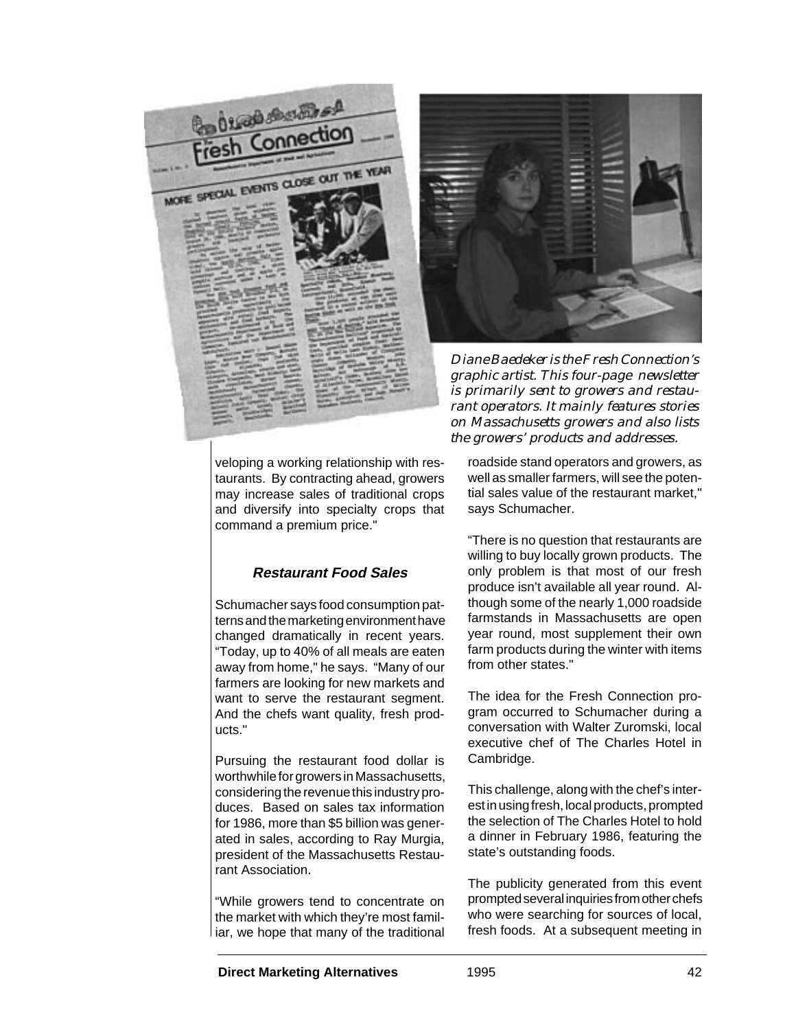*Diane Baedeker is the Fresh Connection's graphic artist. This four-page newsletter is primarily sent to growers and restaurant operators. It mainly features stories on Massachusetts growers and also lists the growers' products and addresses.*

veloping a working relationship with restaurants. By contracting ahead, growers may increase sales of traditional crops and diversify into specialty crops that command a premium price."

### Restaurant Food Sales

Schumacher says food consumption patterns and the marketing environment have changed dramatically in recent years. "Today, up to 40% of all meals are eaten away from home," he says. "Many of our farmers are looking for new markets and want to serve the restaurant segment. And the chefs want quality, fresh products."

Pursuing the restaurant food dollar is worthwhile for growers in Massachusetts, considering the revenue this industry produces. Based on sales tax information for 1986, more than $5 billion was generated in sales, according to Ray Murgia, president of the Massachusetts Restaurant Association.

"While growers tend to concentrate on the market with which they're most familiar, we hope that many of the traditional roadside stand operators and growers, as well as smaller farmers, will see the potential sales value of the restaurant market," says Schumacher.

"There is no question that restaurants are willing to buy locally grown products. The only problem is that most of our fresh produce isn't available all year round. Although some of the nearly 1,000 roadside farmstands in Massachusetts are open year round, most supplement their own farm products during the winter with items from other states."

The idea for the Fresh Connection program occurred to Schumacher during a conversation with Walter Zuromski, local executive chef of The Charles Hotel in Cambridge.

This challenge, along with the chef's interest in using fresh, local products, prompted the selection of The Charles Hotel to hold a dinner in February 1986, featuring the state's outstanding foods.

The publicity generated from this event prompted several inquiries from other chefs who were searching for sources of local, fresh foods. At a subsequent meeting in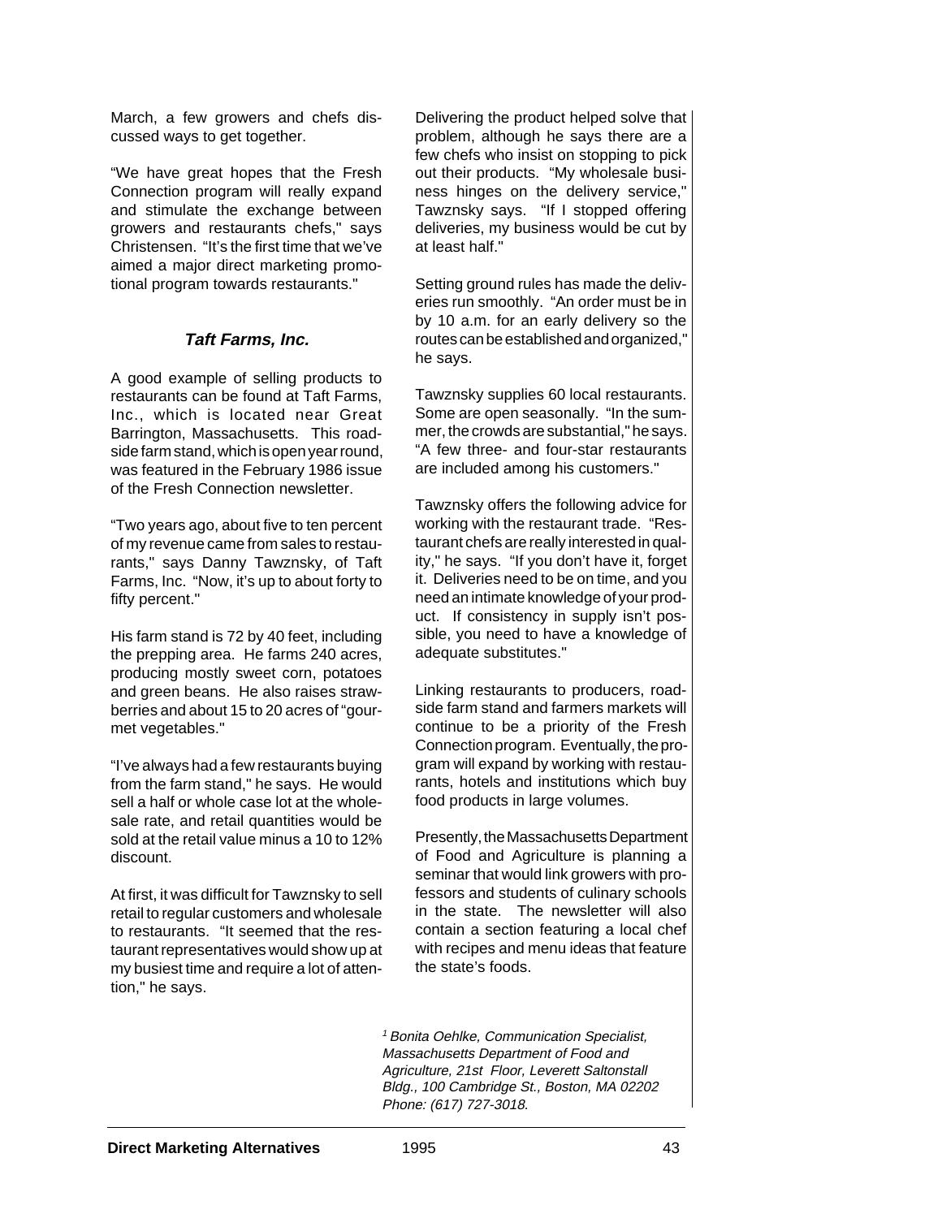March, a few growers and chefs discussed ways to get together.

"We have great hopes that the Fresh Connection program will really expand and stimulate the exchange between growers and restaurants chefs," says Christensen. "It's the first time that we've aimed a major direct marketing promotional program towards restaurants."

### *Taft Farms, Inc.*

A good example of selling products to restaurants can be found at Taft Farms, Inc., which is located near Great Barrington, Massachusetts. This roadside farm stand, which is open year round, was featured in the February 1986 issue of the Fresh Connection newsletter.

"Two years ago, about five to ten percent of my revenue came from sales to restaurants," says Danny Tawznsky, of Taft Farms, Inc. "Now, it's up to about forty to fifty percent."

His farm stand is 72 by 40 feet, including the prepping area. He farms 240 acres, producing mostly sweet corn, potatoes and green beans. He also raises strawberries and about 15 to 20 acres of "gourmet vegetables."

"I've always had a few restaurants buying from the farm stand," he says. He would sell a half or whole case lot at the wholesale rate, and retail quantities would be sold at the retail value minus a 10 to 12% discount.

At first, it was difficult for Tawznsky to sell retail to regular customers and wholesale to restaurants. "It seemed that the restaurant representatives would show up at my busiest time and require a lot of attention," he says.

Delivering the product helped solve that problem, although he says there are a few chefs who insist on stopping to pick out their products. "My wholesale business hinges on the delivery service," Tawznsky says. "If I stopped offering deliveries, my business would be cut by at least half."

Setting ground rules has made the deliveries run smoothly. "An order must be in by 10 a.m. for an early delivery so the routes can be established and organized," he says.

Tawznsky supplies 60 local restaurants. Some are open seasonally. "In the summer, the crowds are substantial," he says. "A few three- and four-star restaurants are included among his customers."

Tawznsky offers the following advice for working with the restaurant trade. "Restaurant chefs are really interested in quality," he says. "If you don't have it, forget it. Deliveries need to be on time, and you need an intimate knowledge of your product. If consistency in supply isn't possible, you need to have a knowledge of adequate substitutes."

Linking restaurants to producers, roadside farm stand and farmers markets will continue to be a priority of the Fresh Connection program. Eventually, the program will expand by working with restaurants, hotels and institutions which buy food products in large volumes.

Presently, the Massachusetts Department of Food and Agriculture is planning a seminar that would link growers with professors and students of culinary schools in the state. The newsletter will also contain a section featuring a local chef with recipes and menu ideas that feature the state's foods.

[1] *Bonita Oehlke, Communication Specialist, Massachusetts Department of Food and Agriculture, 21st Floor, Leverett Saltonstall Bldg., 100 Cambridge St., Boston, MA 02202 Phone: (617) 727-3018.*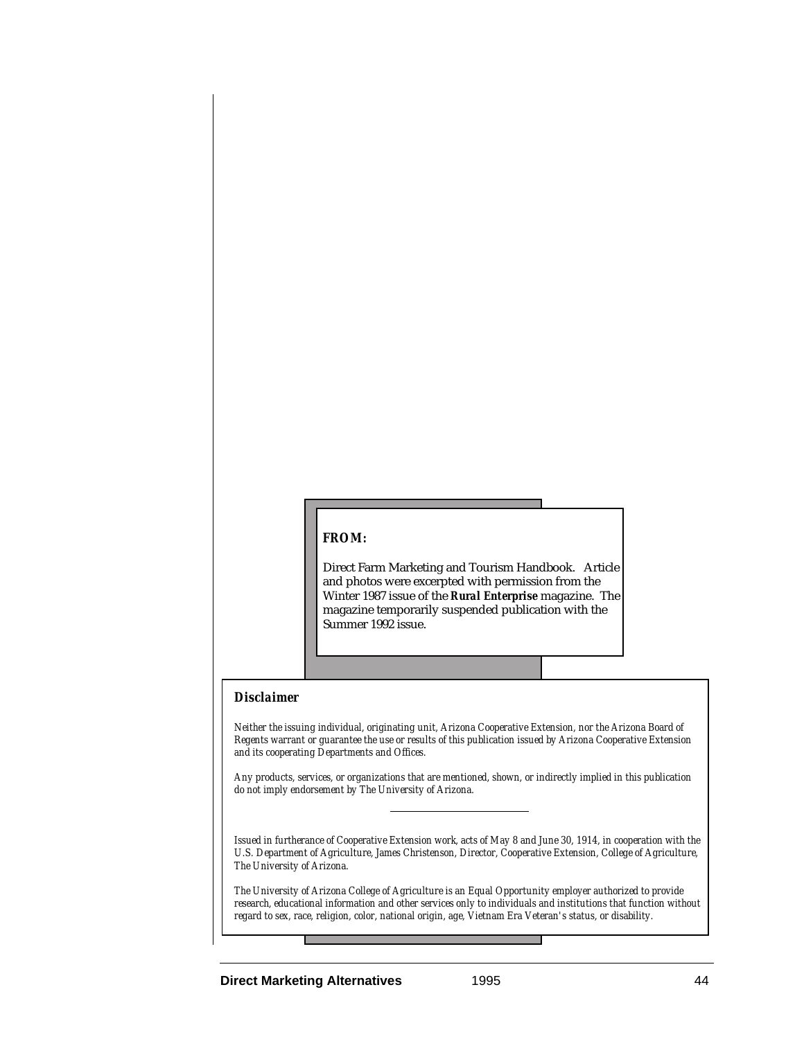***FROM:***

Direct Farm Marketing and Tourism Handbook. Article and photos were excerpted with permission from the Winter 1987 issue of the ***Rural Enterprise*** magazine. The magazine temporarily suspended publication with the Summer 1992 issue.

***Disclaimer***

*Neither the issuing individual, originating unit, Arizona Cooperative Extension, nor the Arizona Board of Regents warrant or guarantee the use or results of this publication issued by Arizona Cooperative Extension and its cooperating Departments and Offices.*

*Any products, services, or organizations that are mentioned, shown, or indirectly implied in this publication do not imply endorsement by The University of Arizona.*

---

*Issued in furtherance of Cooperative Extension work, acts of May 8 and June 30, 1914, in cooperation with the U.S. Department of Agriculture, James Christenson, Director, Cooperative Extension, College of Agriculture, The University of Arizona.*

*The University of Arizona College of Agriculture is an Equal Opportunity employer authorized to provide research, educational information and other services only to individuals and institutions that function without regard to sex, race, religion, color, national origin, age, Vietnam Era Veteran's status, or disability.*